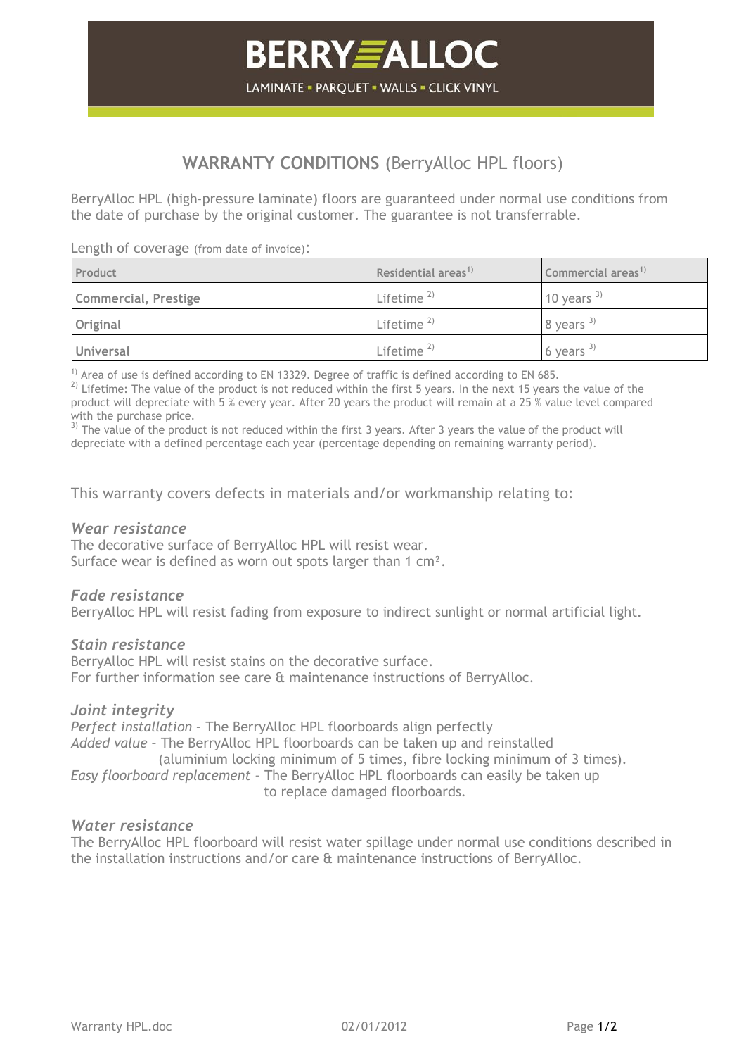# BERRYALLOC

LAMINATE ▪ PARQUET ▪ WALLS ▪ CLICK VINYL

## WARRANTY CONDITIONS (BerryAlloc HPL floors)

BerryAlloc HPL (high-pressure laminate) floors are guaranteed under normal use conditions from the date of purchase by the original customer. The guarantee is not transferrable.

Length of coverage (from date of invoice):

| Product | Residential areas[1] | Commercial areas[1] |
|---|---|---|
| **Commercial, Prestige** | Lifetime [2] | 10 years [3] |
| **Original** | Lifetime [2] | 8 years [3] |
| **Universal** | Lifetime [2] | 6 years [3] |

[1] Area of use is defined according to EN 13329. Degree of traffic is defined according to EN 685.
[2] Lifetime: The value of the product is not reduced within the first 5 years. In the next 15 years the value of the product will depreciate with 5 % every year. After 20 years the product will remain at a 25 % value level compared with the purchase price.
[3] The value of the product is not reduced within the first 3 years. After 3 years the value of the product will depreciate with a defined percentage each year (percentage depending on remaining warranty period).

This warranty covers defects in materials and/or workmanship relating to:

### *Wear resistance*

The decorative surface of BerryAlloc HPL will resist wear.
Surface wear is defined as worn out spots larger than 1 cm².

### *Fade resistance*

BerryAlloc HPL will resist fading from exposure to indirect sunlight or normal artificial light.

### *Stain resistance*

BerryAlloc HPL will resist stains on the decorative surface.
For further information see care & maintenance instructions of BerryAlloc.

### *Joint integrity*

*Perfect installation* – The BerryAlloc HPL floorboards align perfectly
*Added value* – The BerryAlloc HPL floorboards can be taken up and reinstalled (aluminium locking minimum of 5 times, fibre locking minimum of 3 times).
*Easy floorboard replacement* – The BerryAlloc HPL floorboards can easily be taken up to replace damaged floorboards.

### *Water resistance*

The BerryAlloc HPL floorboard will resist water spillage under normal use conditions described in the installation instructions and/or care & maintenance instructions of BerryAlloc.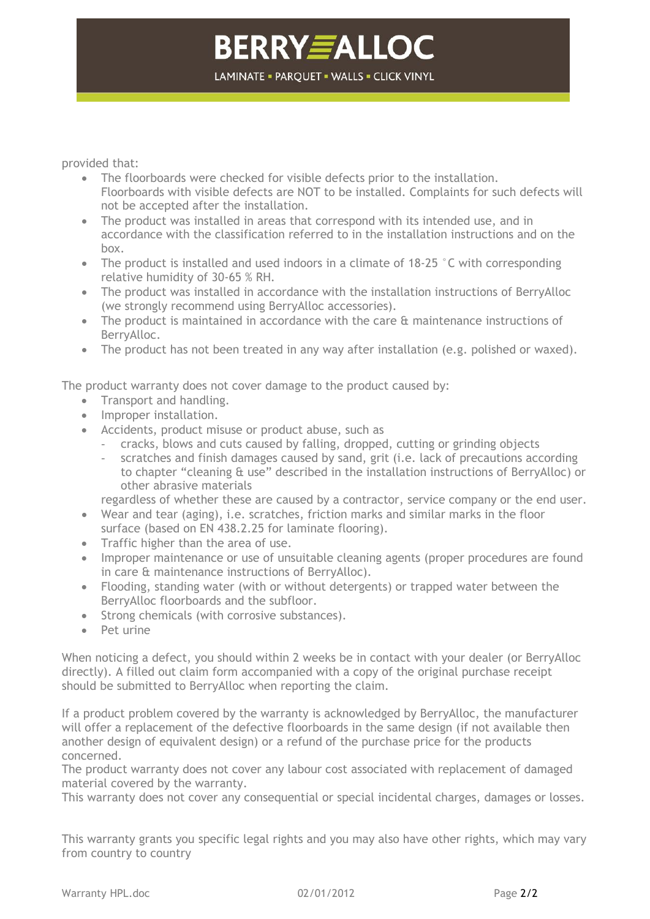provided that:

- The floorboards were checked for visible defects prior to the installation. Floorboards with visible defects are NOT to be installed. Complaints for such defects will not be accepted after the installation.
- The product was installed in areas that correspond with its intended use, and in accordance with the classification referred to in the installation instructions and on the box.
- The product is installed and used indoors in a climate of 18-25 °C with corresponding relative humidity of 30-65 % RH.
- The product was installed in accordance with the installation instructions of BerryAlloc (we strongly recommend using BerryAlloc accessories).
- The product is maintained in accordance with the care & maintenance instructions of BerryAlloc.
- The product has not been treated in any way after installation (e.g. polished or waxed).

The product warranty does not cover damage to the product caused by:

- Transport and handling.
- Improper installation.
- Accidents, product misuse or product abuse, such as
  - cracks, blows and cuts caused by falling, dropped, cutting or grinding objects
  - scratches and finish damages caused by sand, grit (i.e. lack of precautions according to chapter "cleaning & use" described in the installation instructions of BerryAlloc) or other abrasive materials

  regardless of whether these are caused by a contractor, service company or the end user.
- Wear and tear (aging), i.e. scratches, friction marks and similar marks in the floor surface (based on EN 438.2.25 for laminate flooring).
- Traffic higher than the area of use.
- Improper maintenance or use of unsuitable cleaning agents (proper procedures are found in care & maintenance instructions of BerryAlloc).
- Flooding, standing water (with or without detergents) or trapped water between the BerryAlloc floorboards and the subfloor.
- Strong chemicals (with corrosive substances).
- Pet urine

When noticing a defect, you should within 2 weeks be in contact with your dealer (or BerryAlloc directly). A filled out claim form accompanied with a copy of the original purchase receipt should be submitted to BerryAlloc when reporting the claim.

If a product problem covered by the warranty is acknowledged by BerryAlloc, the manufacturer will offer a replacement of the defective floorboards in the same design (if not available then another design of equivalent design) or a refund of the purchase price for the products concerned.
The product warranty does not cover any labour cost associated with replacement of damaged material covered by the warranty.
This warranty does not cover any consequential or special incidental charges, damages or losses.

This warranty grants you specific legal rights and you may also have other rights, which may vary from country to country